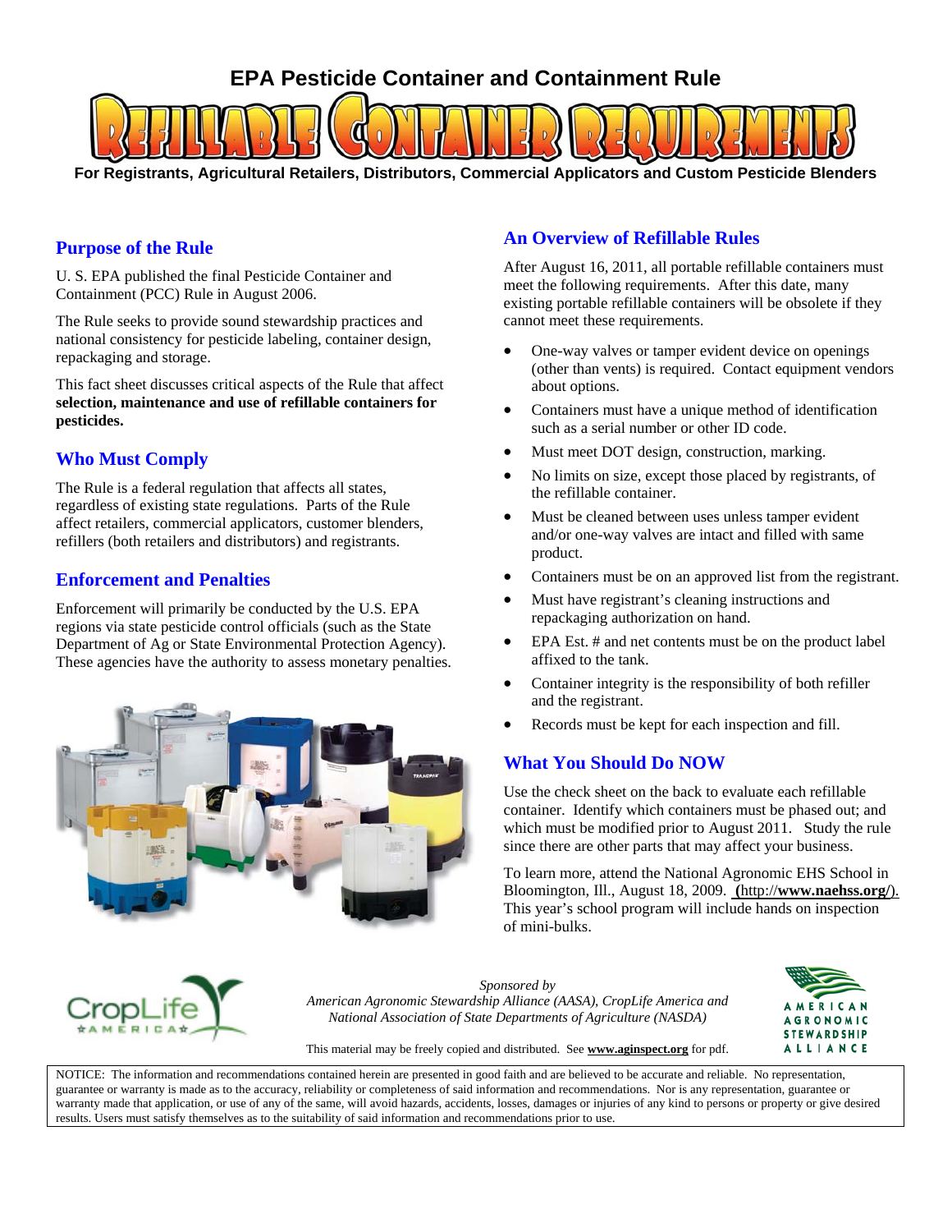# EPA Pesticide Container and Containment Rule

# REFILLABLE CONTAINER REQUIREMENTS

**For Registrants, Agricultural Retailers, Distributors, Commercial Applicators and Custom Pesticide Blenders**

## Purpose of the Rule

U. S. EPA published the final Pesticide Container and Containment (PCC) Rule in August 2006.

The Rule seeks to provide sound stewardship practices and national consistency for pesticide labeling, container design, repackaging and storage.

This fact sheet discusses critical aspects of the Rule that affect **selection, maintenance and use of refillable containers for pesticides.**

## Who Must Comply

The Rule is a federal regulation that affects all states, regardless of existing state regulations. Parts of the Rule affect retailers, commercial applicators, customer blenders, refillers (both retailers and distributors) and registrants.

## Enforcement and Penalties

Enforcement will primarily be conducted by the U.S. EPA regions via state pesticide control officials (such as the State Department of Ag or State Environmental Protection Agency). These agencies have the authority to assess monetary penalties.

## An Overview of Refillable Rules

After August 16, 2011, all portable refillable containers must meet the following requirements. After this date, many existing portable refillable containers will be obsolete if they cannot meet these requirements.

- One-way valves or tamper evident device on openings (other than vents) is required. Contact equipment vendors about options.
- Containers must have a unique method of identification such as a serial number or other ID code.
- Must meet DOT design, construction, marking.
- No limits on size, except those placed by registrants, of the refillable container.
- Must be cleaned between uses unless tamper evident and/or one-way valves are intact and filled with same product.
- Containers must be on an approved list from the registrant.
- Must have registrant's cleaning instructions and repackaging authorization on hand.
- EPA Est. # and net contents must be on the product label affixed to the tank.
- Container integrity is the responsibility of both refiller and the registrant.
- Records must be kept for each inspection and fill.

## What You Should Do NOW

Use the check sheet on the back to evaluate each refillable container. Identify which containers must be phased out; and which must be modified prior to August 2011. Study the rule since there are other parts that may affect your business.

To learn more, attend the National Agronomic EHS School in Bloomington, Ill., August 18, 2009. (http://**www.naehss.org/**). This year's school program will include hands on inspection of mini-bulks.

*Sponsored by*
*American Agronomic Stewardship Alliance (AASA), CropLife America and National Association of State Departments of Agriculture (NASDA)*

This material may be freely copied and distributed. See **www.aginspect.org** for pdf.

NOTICE: The information and recommendations contained herein are presented in good faith and are believed to be accurate and reliable. No representation, guarantee or warranty is made as to the accuracy, reliability or completeness of said information and recommendations. Nor is any representation, guarantee or warranty made that application, or use of any of the same, will avoid hazards, accidents, losses, damages or injuries of any kind to persons or property or give desired results. Users must satisfy themselves as to the suitability of said information and recommendations prior to use.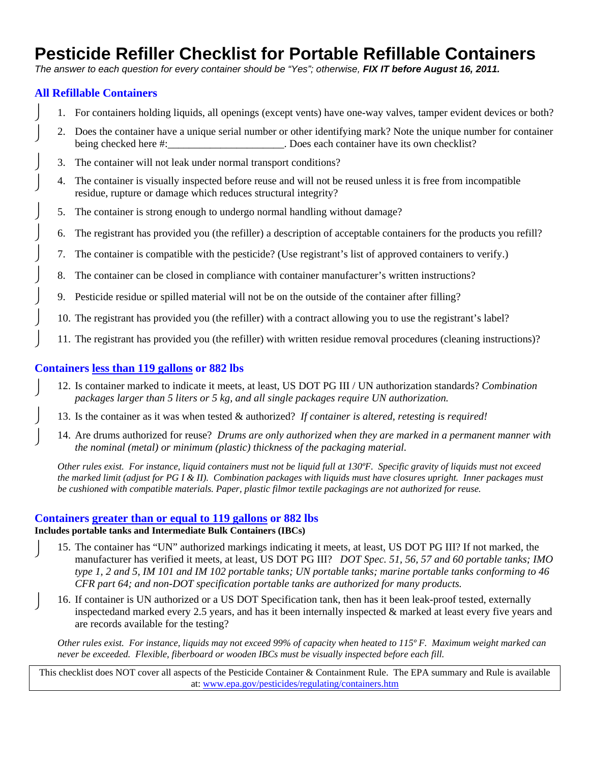᠎# Pesticide Refiller Checklist for Portable Refillable Containers

*The answer to each question for every container should be "Yes"; otherwise, **FIX IT before August 16, 2011.***

## All Refillable Containers

1. For containers holding liquids, all openings (except vents) have one-way valves, tamper evident devices or both?
2. Does the container have a unique serial number or other identifying mark? Note the unique number for container being checked here #:_____________________. Does each container have its own checklist?
3. The container will not leak under normal transport conditions?
4. The container is visually inspected before reuse and will not be reused unless it is free from incompatible residue, rupture or damage which reduces structural integrity?
5. The container is strong enough to undergo normal handling without damage?
6. The registrant has provided you (the refiller) a description of acceptable containers for the products you refill?
7. The container is compatible with the pesticide? (Use registrant's list of approved containers to verify.)
8. The container can be closed in compliance with container manufacturer's written instructions?
9. Pesticide residue or spilled material will not be on the outside of the container after filling?
10. The registrant has provided you (the refiller) with a contract allowing you to use the registrant's label?
11. The registrant has provided you (the refiller) with written residue removal procedures (cleaning instructions)?

## Containers less than 119 gallons or 882 lbs

12. Is container marked to indicate it meets, at least, US DOT PG III / UN authorization standards? *Combination packages larger than 5 liters or 5 kg, and all single packages require UN authorization.*
13. Is the container as it was when tested & authorized? *If container is altered, retesting is required!*
14. Are drums authorized for reuse? *Drums are only authorized when they are marked in a permanent manner with the nominal (metal) or minimum (plastic) thickness of the packaging material.*

*Other rules exist. For instance, liquid containers must not be liquid full at 130ºF. Specific gravity of liquids must not exceed the marked limit (adjust for PG I & II). Combination packages with liquids must have closures upright. Inner packages must be cushioned with compatible materials. Paper, plastic filmor textile packagings are not authorized for reuse.*

## Containers greater than or equal to 119 gallons or 882 lbs

**Includes portable tanks and Intermediate Bulk Containers (IBCs)**

15. The container has "UN" authorized markings indicating it meets, at least, US DOT PG III? If not marked, the manufacturer has verified it meets, at least, US DOT PG III? *DOT Spec. 51, 56, 57 and 60 portable tanks; IMO type 1, 2 and 5, IM 101 and IM 102 portable tanks; UN portable tanks; marine portable tanks conforming to 46 CFR part 64; and non-DOT specification portable tanks are authorized for many products.*
16. If container is UN authorized or a US DOT Specification tank, then has it been leak-proof tested, externally inspectedand marked every 2.5 years, and has it been internally inspected & marked at least every five years and are records available for the testing?

*Other rules exist. For instance, liquids may not exceed 99% of capacity when heated to 115º F. Maximum weight marked can never be exceeded. Flexible, fiberboard or wooden IBCs must be visually inspected before each fill.*

This checklist does NOT cover all aspects of the Pesticide Container & Containment Rule. The EPA summary and Rule is available at: www.epa.gov/pesticides/regulating/containers.htm